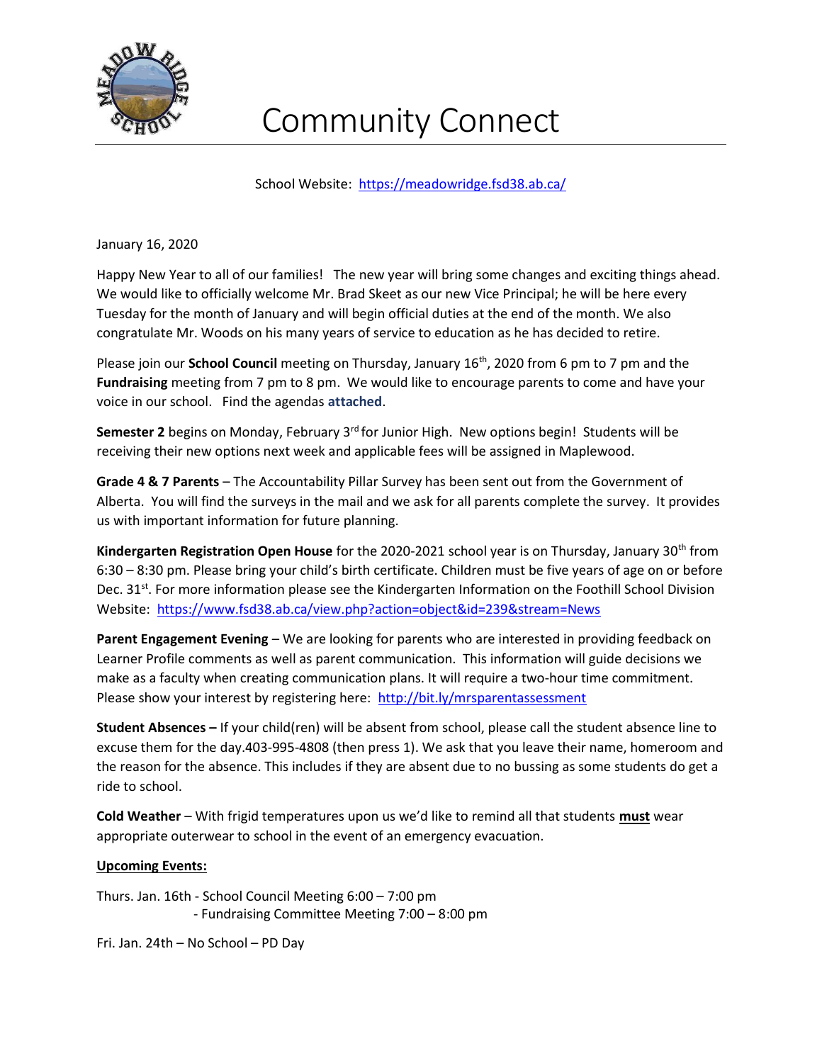# Community Connect

School Website: https://meadowridge.fsd38.ab.ca/

January 16, 2020

Happy New Year to all of our families! The new year will bring some changes and exciting things ahead. We would like to officially welcome Mr. Brad Skeet as our new Vice Principal; he will be here every Tuesday for the month of January and will begin official duties at the end of the month. We also congratulate Mr. Woods on his many years of service to education as he has decided to retire.

Please join our **School Council** meeting on Thursday, January 16th, 2020 from 6 pm to 7 pm and the **Fundraising** meeting from 7 pm to 8 pm. We would like to encourage parents to come and have your voice in our school. Find the agendas **attached**.

**Semester 2** begins on Monday, February 3rd for Junior High. New options begin! Students will be receiving their new options next week and applicable fees will be assigned in Maplewood.

**Grade 4 & 7 Parents** – The Accountability Pillar Survey has been sent out from the Government of Alberta. You will find the surveys in the mail and we ask for all parents complete the survey. It provides us with important information for future planning.

**Kindergarten Registration Open House** for the 2020-2021 school year is on Thursday, January 30th from 6:30 – 8:30 pm. Please bring your child's birth certificate. Children must be five years of age on or before Dec. 31st. For more information please see the Kindergarten Information on the Foothill School Division Website: https://www.fsd38.ab.ca/view.php?action=object&id=239&stream=News

**Parent Engagement Evening** – We are looking for parents who are interested in providing feedback on Learner Profile comments as well as parent communication. This information will guide decisions we make as a faculty when creating communication plans. It will require a two-hour time commitment. Please show your interest by registering here: http://bit.ly/mrsparentassessment

**Student Absences –** If your child(ren) will be absent from school, please call the student absence line to excuse them for the day.403-995-4808 (then press 1). We ask that you leave their name, homeroom and the reason for the absence. This includes if they are absent due to no bussing as some students do get a ride to school.

**Cold Weather** – With frigid temperatures upon us we'd like to remind all that students **must** wear appropriate outerwear to school in the event of an emergency evacuation.

**Upcoming Events:**

Thurs. Jan. 16th - School Council Meeting 6:00 – 7:00 pm
- Fundraising Committee Meeting 7:00 – 8:00 pm

Fri. Jan. 24th – No School – PD Day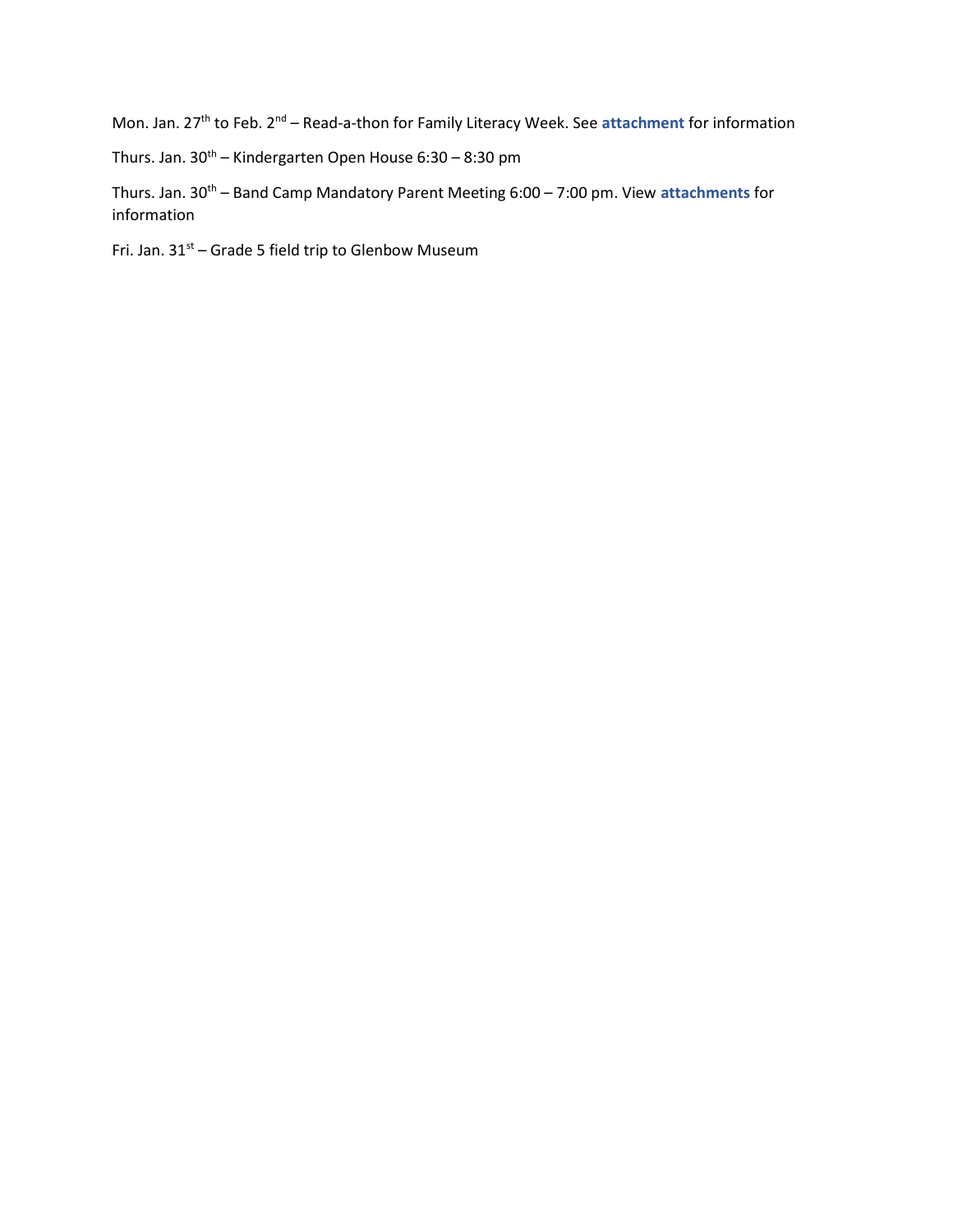Mon. Jan. 27th to Feb. 2nd – Read-a-thon for Family Literacy Week. See **attachment** for information

Thurs. Jan. 30th – Kindergarten Open House 6:30 – 8:30 pm

Thurs. Jan. 30th – Band Camp Mandatory Parent Meeting 6:00 – 7:00 pm. View **attachments** for information

Fri. Jan. 31st – Grade 5 field trip to Glenbow Museum